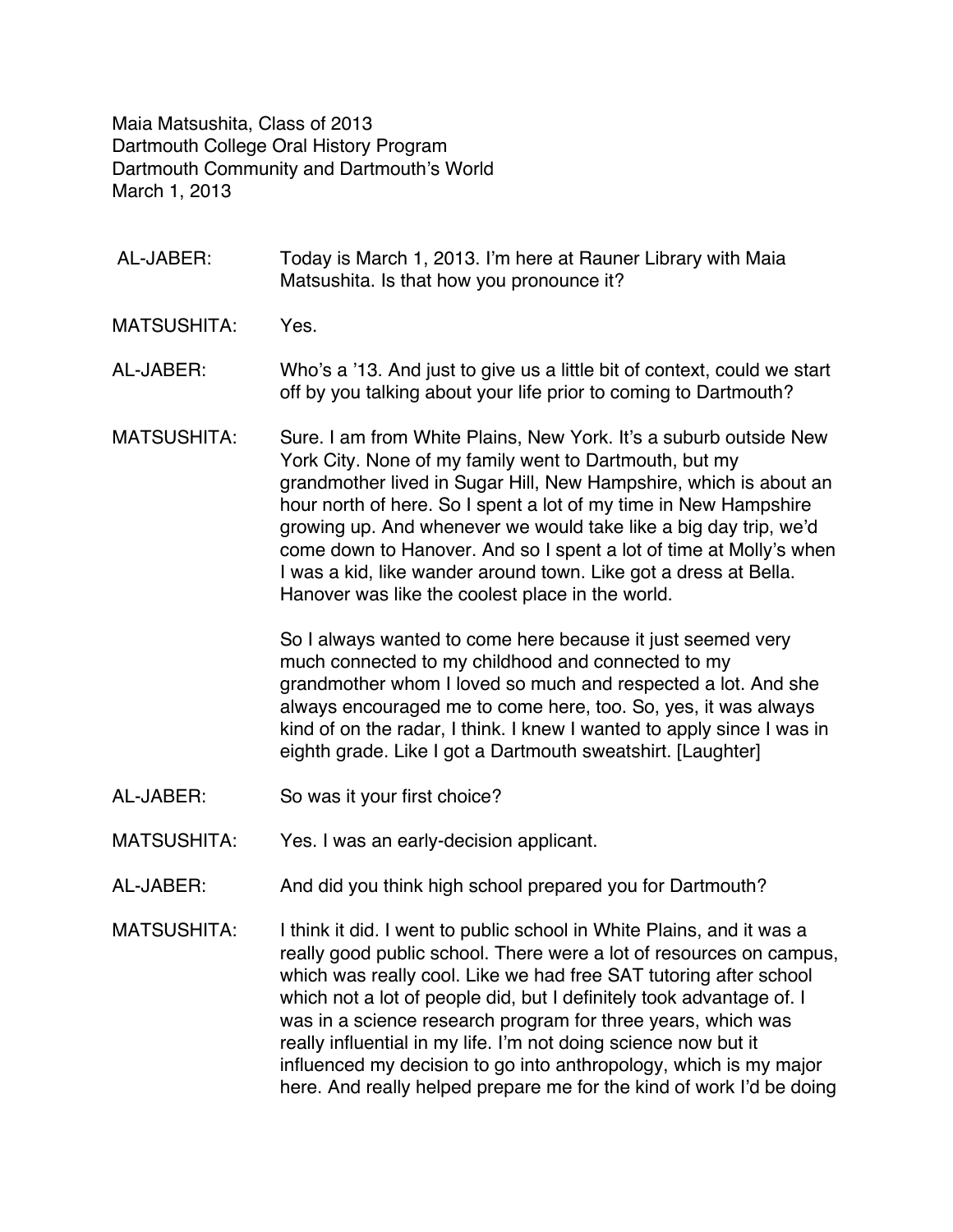Maia Matsushita, Class of 2013
Dartmouth College Oral History Program
Dartmouth Community and Dartmouth's World
March 1, 2013

AL-JABER: Today is March 1, 2013. I'm here at Rauner Library with Maia Matsushita. Is that how you pronounce it?

MATSUSHITA: Yes.

AL-JABER: Who's a '13. And just to give us a little bit of context, could we start off by you talking about your life prior to coming to Dartmouth?

MATSUSHITA: Sure. I am from White Plains, New York. It's a suburb outside New York City. None of my family went to Dartmouth, but my grandmother lived in Sugar Hill, New Hampshire, which is about an hour north of here. So I spent a lot of my time in New Hampshire growing up. And whenever we would take like a big day trip, we'd come down to Hanover. And so I spent a lot of time at Molly's when I was a kid, like wander around town. Like got a dress at Bella. Hanover was like the coolest place in the world.

So I always wanted to come here because it just seemed very much connected to my childhood and connected to my grandmother whom I loved so much and respected a lot. And she always encouraged me to come here, too. So, yes, it was always kind of on the radar, I think. I knew I wanted to apply since I was in eighth grade. Like I got a Dartmouth sweatshirt. [Laughter]

AL-JABER: So was it your first choice?

MATSUSHITA: Yes. I was an early-decision applicant.

AL-JABER: And did you think high school prepared you for Dartmouth?

MATSUSHITA: I think it did. I went to public school in White Plains, and it was a really good public school. There were a lot of resources on campus, which was really cool. Like we had free SAT tutoring after school which not a lot of people did, but I definitely took advantage of. I was in a science research program for three years, which was really influential in my life. I'm not doing science now but it influenced my decision to go into anthropology, which is my major here. And really helped prepare me for the kind of work I'd be doing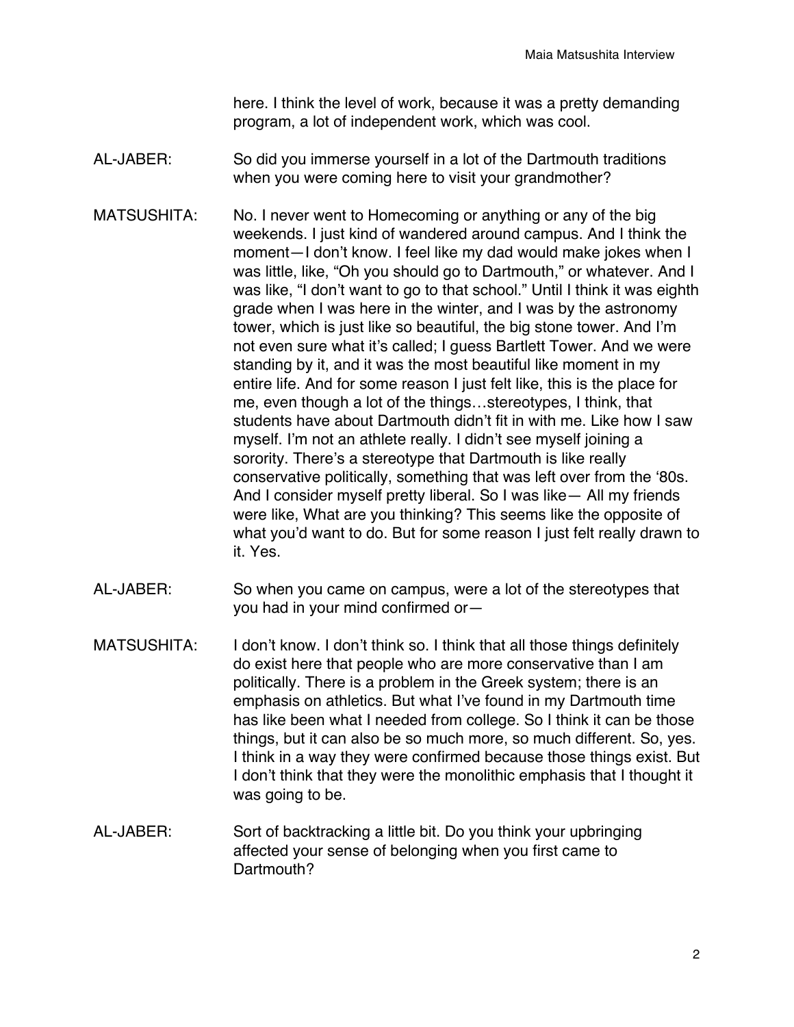here. I think the level of work, because it was a pretty demanding program, a lot of independent work, which was cool.

AL-JABER: So did you immerse yourself in a lot of the Dartmouth traditions when you were coming here to visit your grandmother?

MATSUSHITA: No. I never went to Homecoming or anything or any of the big weekends. I just kind of wandered around campus. And I think the moment—I don't know. I feel like my dad would make jokes when I was little, like, "Oh you should go to Dartmouth," or whatever. And I was like, "I don't want to go to that school." Until I think it was eighth grade when I was here in the winter, and I was by the astronomy tower, which is just like so beautiful, the big stone tower. And I'm not even sure what it's called; I guess Bartlett Tower. And we were standing by it, and it was the most beautiful like moment in my entire life. And for some reason I just felt like, this is the place for me, even though a lot of the things…stereotypes, I think, that students have about Dartmouth didn't fit in with me. Like how I saw myself. I'm not an athlete really. I didn't see myself joining a sorority. There's a stereotype that Dartmouth is like really conservative politically, something that was left over from the '80s. And I consider myself pretty liberal. So I was like— All my friends were like, What are you thinking? This seems like the opposite of what you'd want to do. But for some reason I just felt really drawn to it. Yes.

AL-JABER: So when you came on campus, were a lot of the stereotypes that you had in your mind confirmed or—

MATSUSHITA: I don't know. I don't think so. I think that all those things definitely do exist here that people who are more conservative than I am politically. There is a problem in the Greek system; there is an emphasis on athletics. But what I've found in my Dartmouth time has like been what I needed from college. So I think it can be those things, but it can also be so much more, so much different. So, yes. I think in a way they were confirmed because those things exist. But I don't think that they were the monolithic emphasis that I thought it was going to be.

AL-JABER: Sort of backtracking a little bit. Do you think your upbringing affected your sense of belonging when you first came to Dartmouth?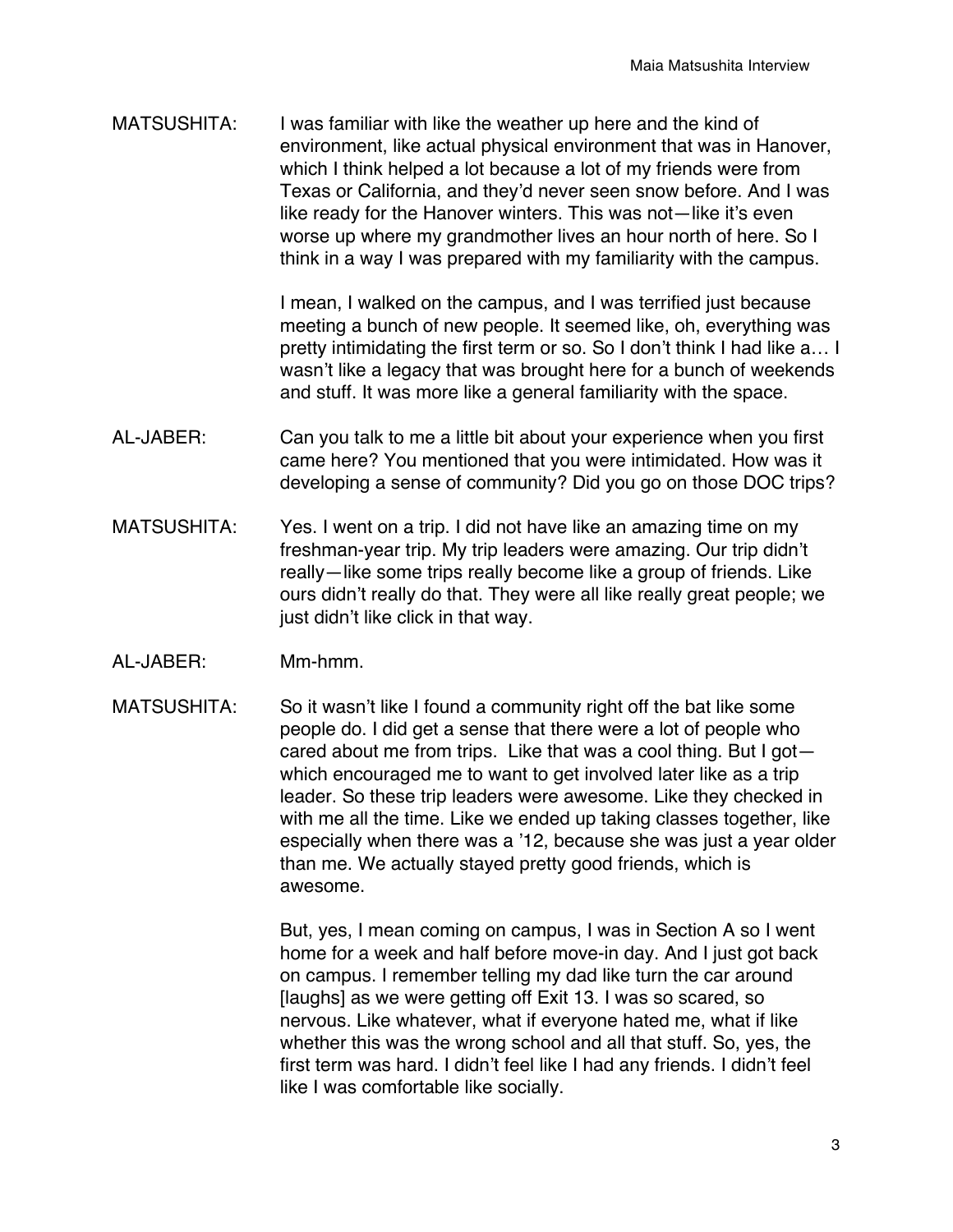MATSUSHITA: I was familiar with like the weather up here and the kind of environment, like actual physical environment that was in Hanover, which I think helped a lot because a lot of my friends were from Texas or California, and they'd never seen snow before. And I was like ready for the Hanover winters. This was not—like it's even worse up where my grandmother lives an hour north of here. So I think in a way I was prepared with my familiarity with the campus.

I mean, I walked on the campus, and I was terrified just because meeting a bunch of new people. It seemed like, oh, everything was pretty intimidating the first term or so. So I don't think I had like a… I wasn't like a legacy that was brought here for a bunch of weekends and stuff. It was more like a general familiarity with the space.

AL-JABER: Can you talk to me a little bit about your experience when you first came here? You mentioned that you were intimidated. How was it developing a sense of community? Did you go on those DOC trips?

MATSUSHITA: Yes. I went on a trip. I did not have like an amazing time on my freshman-year trip. My trip leaders were amazing. Our trip didn't really—like some trips really become like a group of friends. Like ours didn't really do that. They were all like really great people; we just didn't like click in that way.

AL-JABER: Mm-hmm.

MATSUSHITA: So it wasn't like I found a community right off the bat like some people do. I did get a sense that there were a lot of people who cared about me from trips. Like that was a cool thing. But I got—which encouraged me to want to get involved later like as a trip leader. So these trip leaders were awesome. Like they checked in with me all the time. Like we ended up taking classes together, like especially when there was a '12, because she was just a year older than me. We actually stayed pretty good friends, which is awesome.

But, yes, I mean coming on campus, I was in Section A so I went home for a week and half before move-in day. And I just got back on campus. I remember telling my dad like turn the car around [laughs] as we were getting off Exit 13. I was so scared, so nervous. Like whatever, what if everyone hated me, what if like whether this was the wrong school and all that stuff. So, yes, the first term was hard. I didn't feel like I had any friends. I didn't feel like I was comfortable like socially.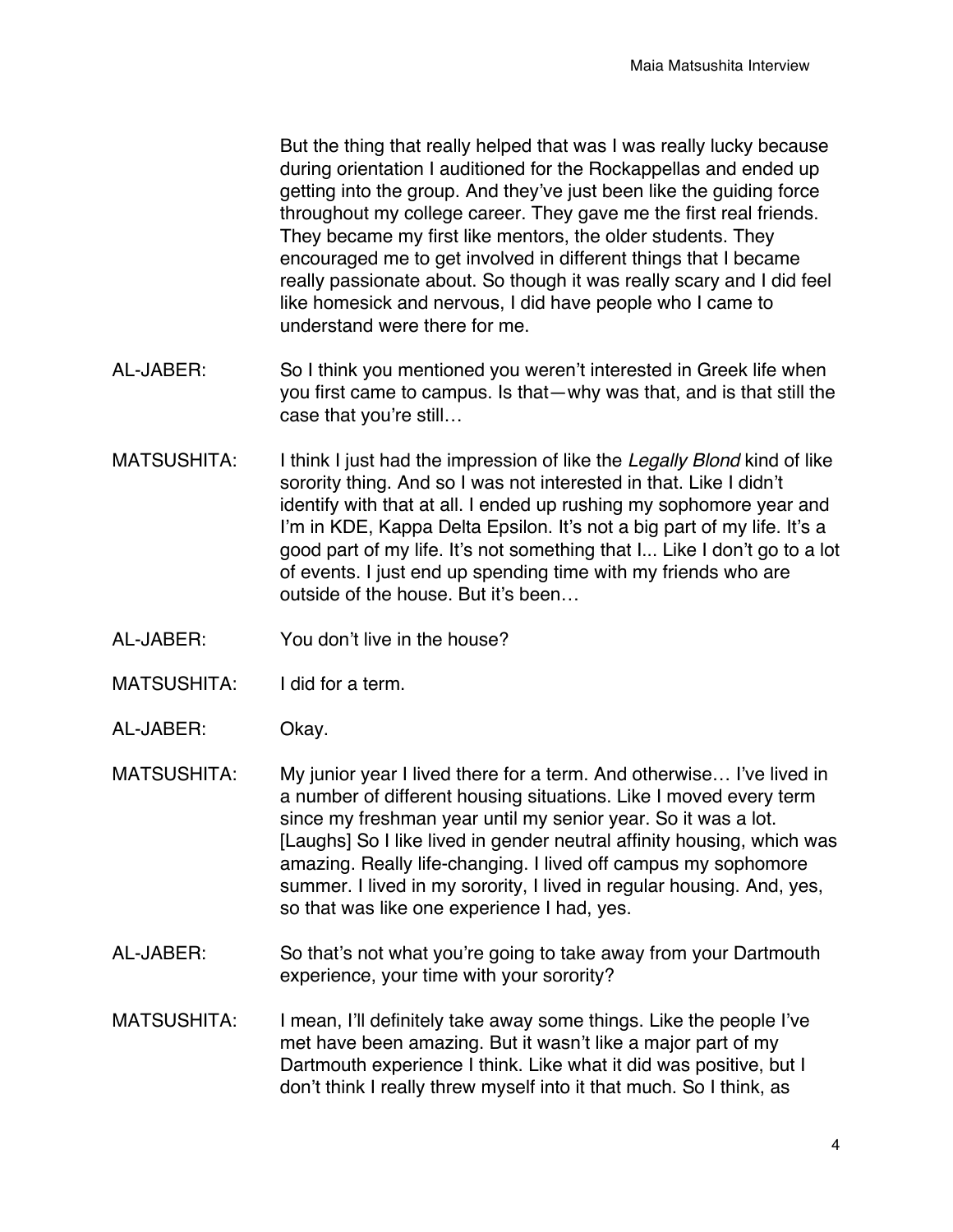But the thing that really helped that was I was really lucky because during orientation I auditioned for the Rockappellas and ended up getting into the group. And they've just been like the guiding force throughout my college career. They gave me the first real friends. They became my first like mentors, the older students. They encouraged me to get involved in different things that I became really passionate about. So though it was really scary and I did feel like homesick and nervous, I did have people who I came to understand were there for me.

AL-JABER: So I think you mentioned you weren't interested in Greek life when you first came to campus. Is that—why was that, and is that still the case that you're still…

MATSUSHITA: I think I just had the impression of like the *Legally Blond* kind of like sorority thing. And so I was not interested in that. Like I didn't identify with that at all. I ended up rushing my sophomore year and I'm in KDE, Kappa Delta Epsilon. It's not a big part of my life. It's a good part of my life. It's not something that I... Like I don't go to a lot of events. I just end up spending time with my friends who are outside of the house. But it's been…

AL-JABER: You don't live in the house?

MATSUSHITA: I did for a term.

AL-JABER: Okay.

MATSUSHITA: My junior year I lived there for a term. And otherwise… I've lived in a number of different housing situations. Like I moved every term since my freshman year until my senior year. So it was a lot. [Laughs] So I like lived in gender neutral affinity housing, which was amazing. Really life-changing. I lived off campus my sophomore summer. I lived in my sorority, I lived in regular housing. And, yes, so that was like one experience I had, yes.

AL-JABER: So that's not what you're going to take away from your Dartmouth experience, your time with your sorority?

MATSUSHITA: I mean, I'll definitely take away some things. Like the people I've met have been amazing. But it wasn't like a major part of my Dartmouth experience I think. Like what it did was positive, but I don't think I really threw myself into it that much. So I think, as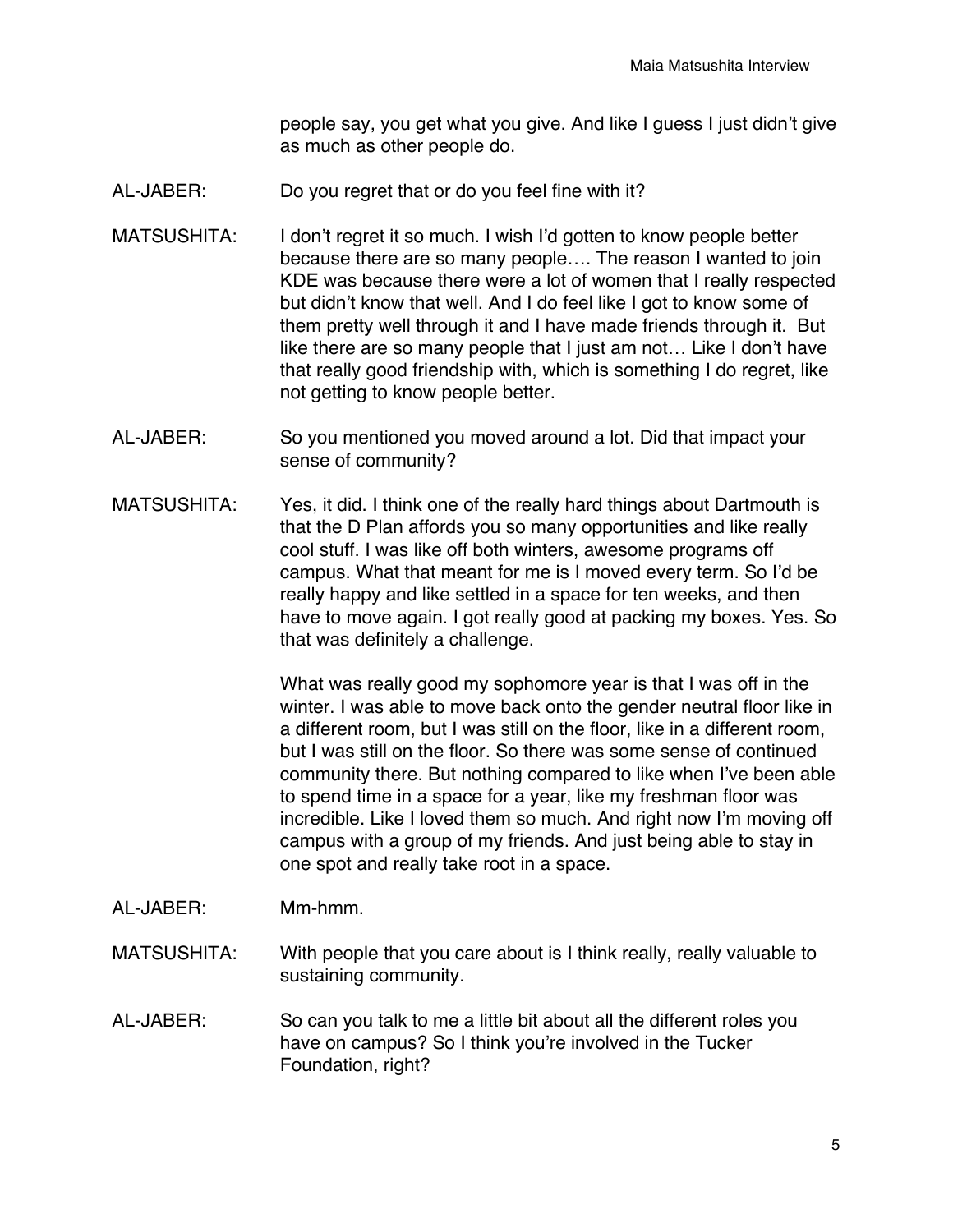people say, you get what you give. And like I guess I just didn't give as much as other people do.

AL-JABER: Do you regret that or do you feel fine with it?

MATSUSHITA: I don't regret it so much. I wish I'd gotten to know people better because there are so many people…. The reason I wanted to join KDE was because there were a lot of women that I really respected but didn't know that well. And I do feel like I got to know some of them pretty well through it and I have made friends through it. But like there are so many people that I just am not… Like I don't have that really good friendship with, which is something I do regret, like not getting to know people better.

AL-JABER: So you mentioned you moved around a lot. Did that impact your sense of community?

MATSUSHITA: Yes, it did. I think one of the really hard things about Dartmouth is that the D Plan affords you so many opportunities and like really cool stuff. I was like off both winters, awesome programs off campus. What that meant for me is I moved every term. So I'd be really happy and like settled in a space for ten weeks, and then have to move again. I got really good at packing my boxes. Yes. So that was definitely a challenge.

What was really good my sophomore year is that I was off in the winter. I was able to move back onto the gender neutral floor like in a different room, but I was still on the floor, like in a different room, but I was still on the floor. So there was some sense of continued community there. But nothing compared to like when I've been able to spend time in a space for a year, like my freshman floor was incredible. Like I loved them so much. And right now I'm moving off campus with a group of my friends. And just being able to stay in one spot and really take root in a space.

AL-JABER: Mm-hmm.

MATSUSHITA: With people that you care about is I think really, really valuable to sustaining community.

AL-JABER: So can you talk to me a little bit about all the different roles you have on campus? So I think you're involved in the Tucker Foundation, right?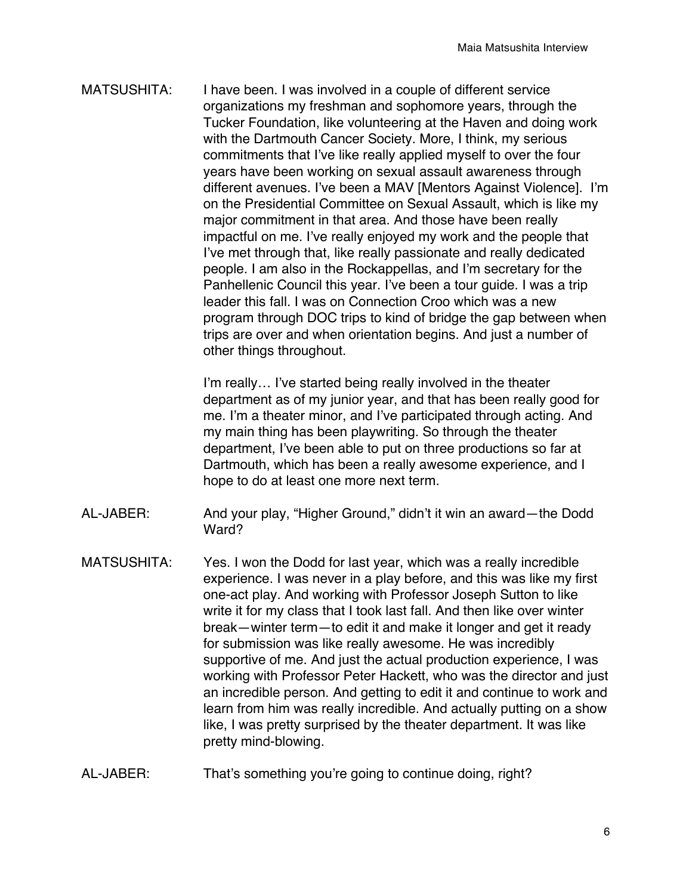MATSUSHITA: I have been. I was involved in a couple of different service organizations my freshman and sophomore years, through the Tucker Foundation, like volunteering at the Haven and doing work with the Dartmouth Cancer Society. More, I think, my serious commitments that I've like really applied myself to over the four years have been working on sexual assault awareness through different avenues. I've been a MAV [Mentors Against Violence]. I'm on the Presidential Committee on Sexual Assault, which is like my major commitment in that area. And those have been really impactful on me. I've really enjoyed my work and the people that I've met through that, like really passionate and really dedicated people. I am also in the Rockappellas, and I'm secretary for the Panhellenic Council this year. I've been a tour guide. I was a trip leader this fall. I was on Connection Croo which was a new program through DOC trips to kind of bridge the gap between when trips are over and when orientation begins. And just a number of other things throughout.

I'm really… I've started being really involved in the theater department as of my junior year, and that has been really good for me. I'm a theater minor, and I've participated through acting. And my main thing has been playwriting. So through the theater department, I've been able to put on three productions so far at Dartmouth, which has been a really awesome experience, and I hope to do at least one more next term.

AL-JABER: And your play, "Higher Ground," didn't it win an award—the Dodd Ward?

MATSUSHITA: Yes. I won the Dodd for last year, which was a really incredible experience. I was never in a play before, and this was like my first one-act play. And working with Professor Joseph Sutton to like write it for my class that I took last fall. And then like over winter break—winter term—to edit it and make it longer and get it ready for submission was like really awesome. He was incredibly supportive of me. And just the actual production experience, I was working with Professor Peter Hackett, who was the director and just an incredible person. And getting to edit it and continue to work and learn from him was really incredible. And actually putting on a show like, I was pretty surprised by the theater department. It was like pretty mind-blowing.

AL-JABER: That's something you're going to continue doing, right?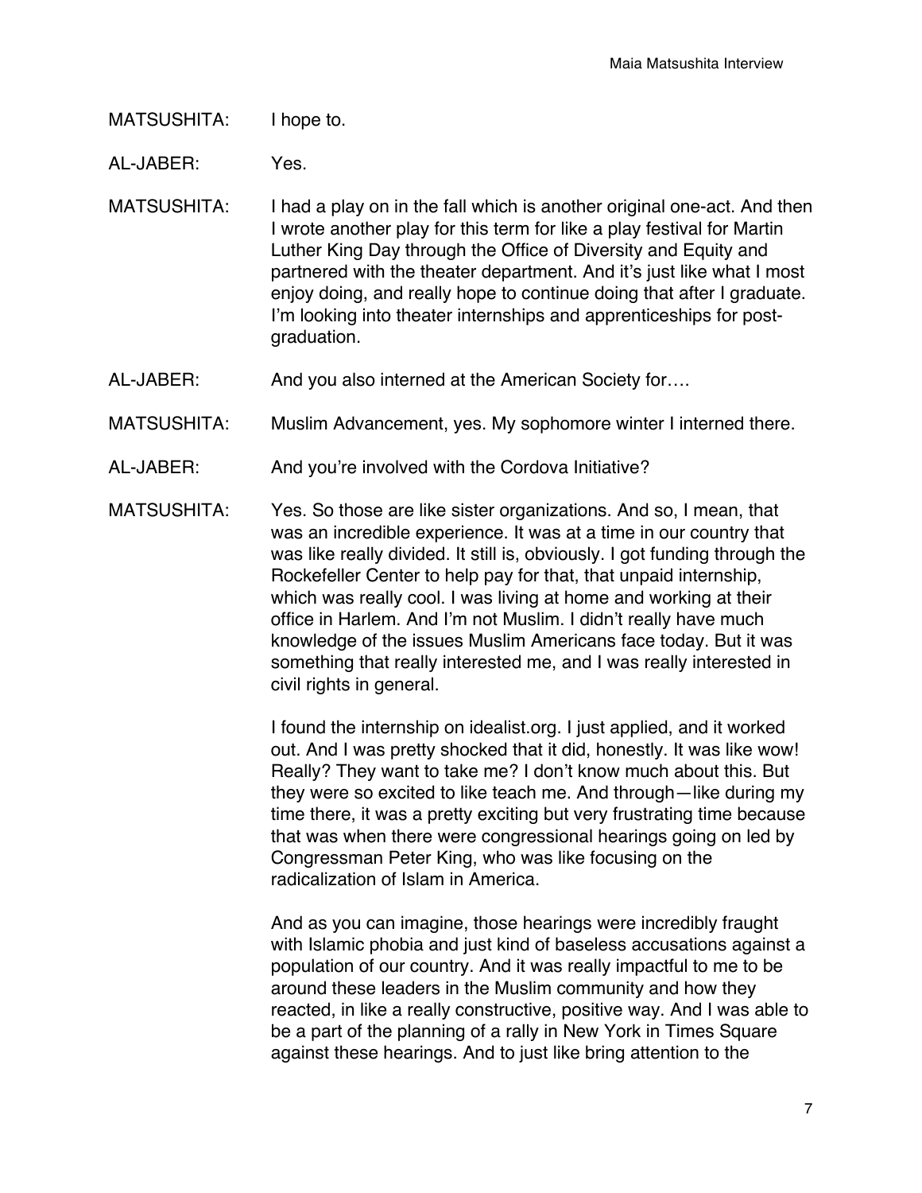MATSUSHITA: I hope to.

AL-JABER: Yes.

MATSUSHITA: I had a play on in the fall which is another original one-act. And then I wrote another play for this term for like a play festival for Martin Luther King Day through the Office of Diversity and Equity and partnered with the theater department. And it's just like what I most enjoy doing, and really hope to continue doing that after I graduate. I'm looking into theater internships and apprenticeships for post-graduation.

AL-JABER: And you also interned at the American Society for….

MATSUSHITA: Muslim Advancement, yes. My sophomore winter I interned there.

AL-JABER: And you're involved with the Cordova Initiative?

MATSUSHITA: Yes. So those are like sister organizations. And so, I mean, that was an incredible experience. It was at a time in our country that was like really divided. It still is, obviously. I got funding through the Rockefeller Center to help pay for that, that unpaid internship, which was really cool. I was living at home and working at their office in Harlem. And I'm not Muslim. I didn't really have much knowledge of the issues Muslim Americans face today. But it was something that really interested me, and I was really interested in civil rights in general.

I found the internship on idealist.org. I just applied, and it worked out. And I was pretty shocked that it did, honestly. It was like wow! Really? They want to take me? I don't know much about this. But they were so excited to like teach me. And through—like during my time there, it was a pretty exciting but very frustrating time because that was when there were congressional hearings going on led by Congressman Peter King, who was like focusing on the radicalization of Islam in America.

And as you can imagine, those hearings were incredibly fraught with Islamic phobia and just kind of baseless accusations against a population of our country. And it was really impactful to me to be around these leaders in the Muslim community and how they reacted, in like a really constructive, positive way. And I was able to be a part of the planning of a rally in New York in Times Square against these hearings. And to just like bring attention to the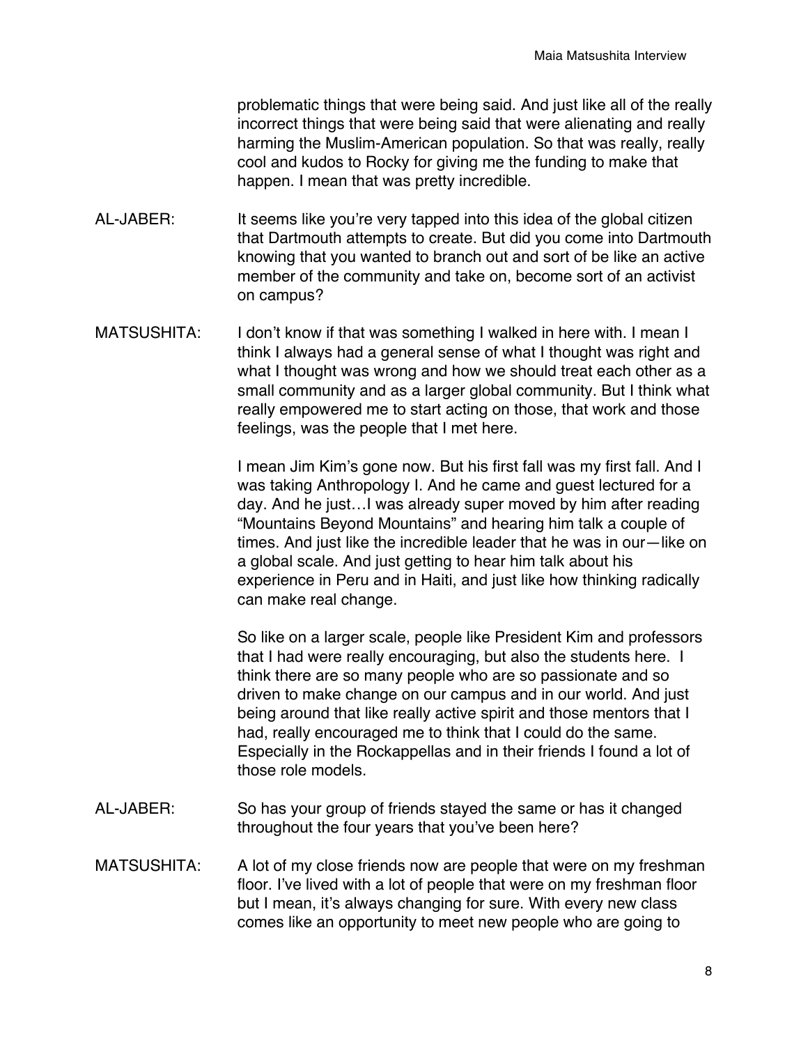problematic things that were being said. And just like all of the really incorrect things that were being said that were alienating and really harming the Muslim-American population. So that was really, really cool and kudos to Rocky for giving me the funding to make that happen. I mean that was pretty incredible.

AL-JABER: It seems like you're very tapped into this idea of the global citizen that Dartmouth attempts to create. But did you come into Dartmouth knowing that you wanted to branch out and sort of be like an active member of the community and take on, become sort of an activist on campus?

MATSUSHITA: I don't know if that was something I walked in here with. I mean I think I always had a general sense of what I thought was right and what I thought was wrong and how we should treat each other as a small community and as a larger global community. But I think what really empowered me to start acting on those, that work and those feelings, was the people that I met here.

I mean Jim Kim's gone now. But his first fall was my first fall. And I was taking Anthropology I. And he came and guest lectured for a day. And he just…I was already super moved by him after reading "Mountains Beyond Mountains" and hearing him talk a couple of times. And just like the incredible leader that he was in our—like on a global scale. And just getting to hear him talk about his experience in Peru and in Haiti, and just like how thinking radically can make real change.

So like on a larger scale, people like President Kim and professors that I had were really encouraging, but also the students here. I think there are so many people who are so passionate and so driven to make change on our campus and in our world. And just being around that like really active spirit and those mentors that I had, really encouraged me to think that I could do the same. Especially in the Rockappellas and in their friends I found a lot of those role models.

AL-JABER: So has your group of friends stayed the same or has it changed throughout the four years that you've been here?

MATSUSHITA: A lot of my close friends now are people that were on my freshman floor. I've lived with a lot of people that were on my freshman floor but I mean, it's always changing for sure. With every new class comes like an opportunity to meet new people who are going to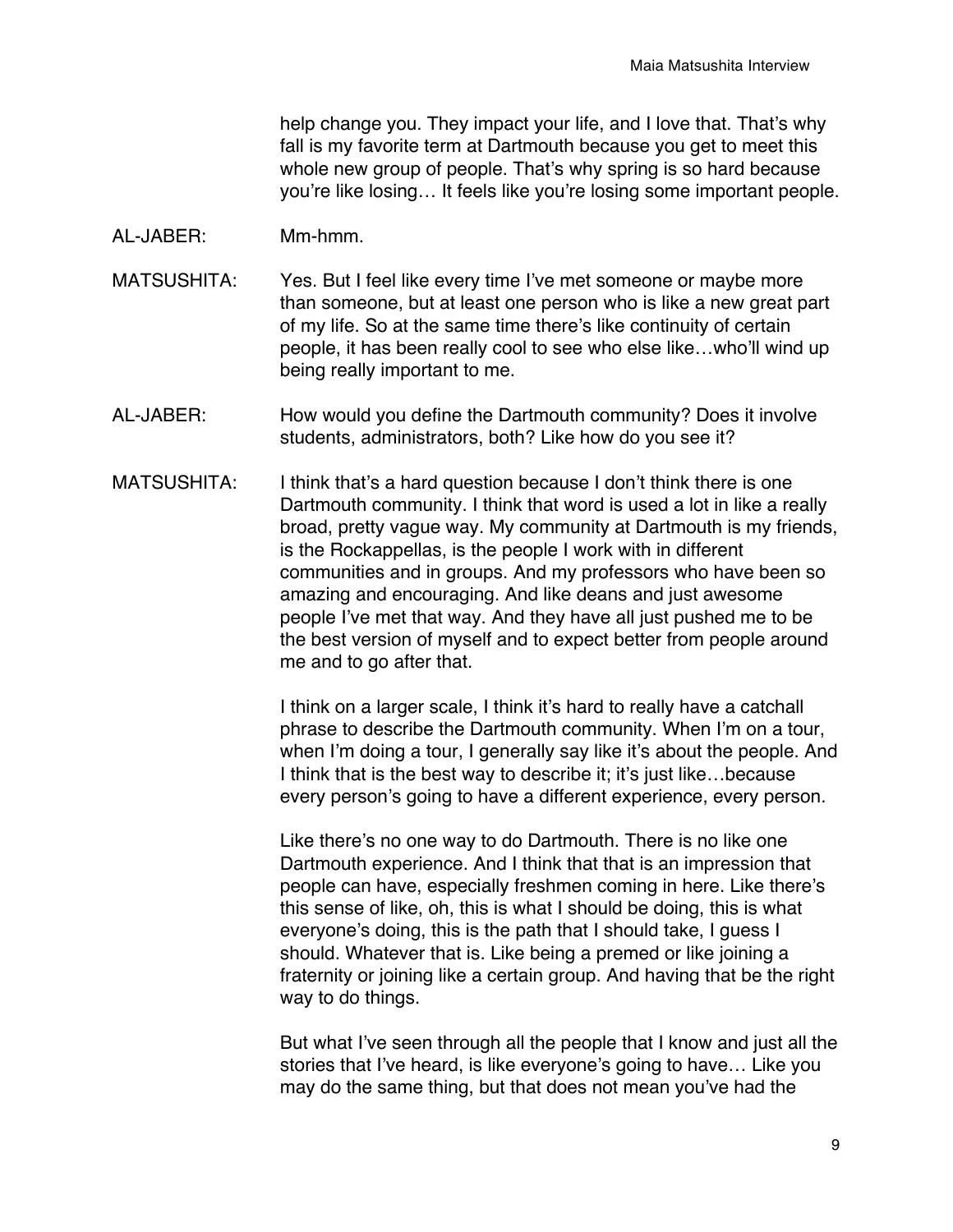help change you. They impact your life, and I love that. That's why fall is my favorite term at Dartmouth because you get to meet this whole new group of people. That's why spring is so hard because you're like losing… It feels like you're losing some important people.

AL-JABER: Mm-hmm.

MATSUSHITA: Yes. But I feel like every time I've met someone or maybe more than someone, but at least one person who is like a new great part of my life. So at the same time there's like continuity of certain people, it has been really cool to see who else like…who'll wind up being really important to me.

AL-JABER: How would you define the Dartmouth community? Does it involve students, administrators, both? Like how do you see it?

MATSUSHITA: I think that's a hard question because I don't think there is one Dartmouth community. I think that word is used a lot in like a really broad, pretty vague way. My community at Dartmouth is my friends, is the Rockappellas, is the people I work with in different communities and in groups. And my professors who have been so amazing and encouraging. And like deans and just awesome people I've met that way. And they have all just pushed me to be the best version of myself and to expect better from people around me and to go after that.

I think on a larger scale, I think it's hard to really have a catchall phrase to describe the Dartmouth community. When I'm on a tour, when I'm doing a tour, I generally say like it's about the people. And I think that is the best way to describe it; it's just like…because every person's going to have a different experience, every person.

Like there's no one way to do Dartmouth. There is no like one Dartmouth experience. And I think that that is an impression that people can have, especially freshmen coming in here. Like there's this sense of like, oh, this is what I should be doing, this is what everyone's doing, this is the path that I should take, I guess I should. Whatever that is. Like being a premed or like joining a fraternity or joining like a certain group. And having that be the right way to do things.

But what I've seen through all the people that I know and just all the stories that I've heard, is like everyone's going to have… Like you may do the same thing, but that does not mean you've had the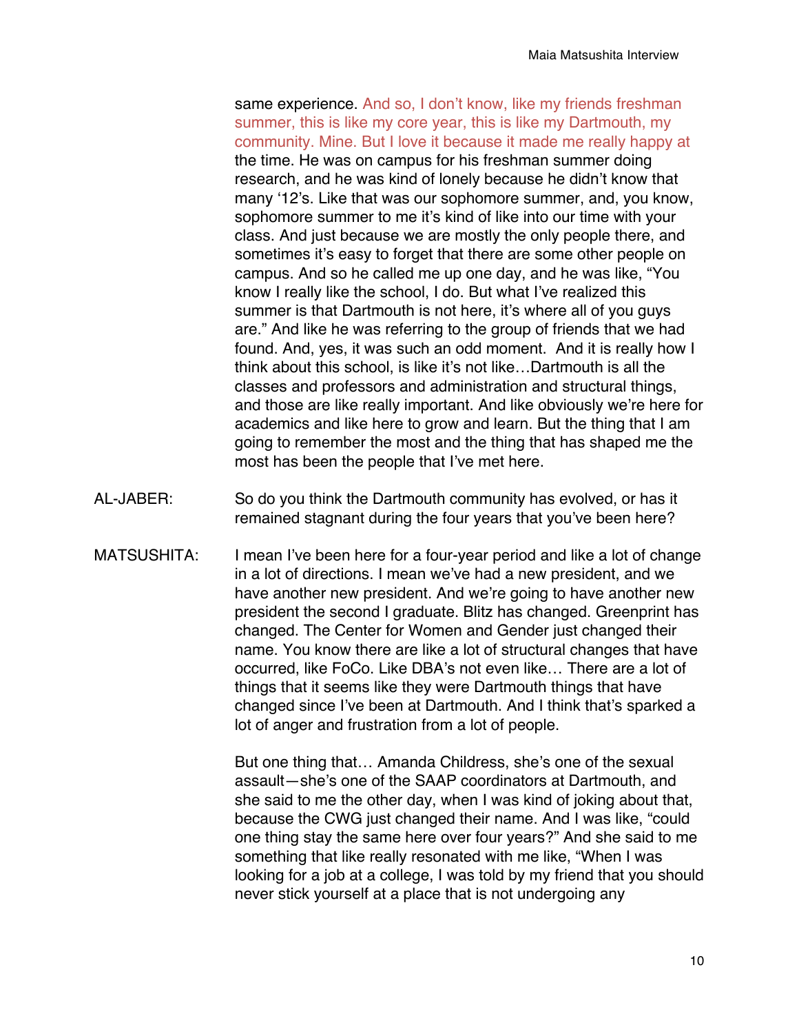same experience. And so, I don't know, like my friends freshman summer, this is like my core year, this is like my Dartmouth, my community. Mine. But I love it because it made me really happy at the time. He was on campus for his freshman summer doing research, and he was kind of lonely because he didn't know that many '12's. Like that was our sophomore summer, and, you know, sophomore summer to me it's kind of like into our time with your class. And just because we are mostly the only people there, and sometimes it's easy to forget that there are some other people on campus. And so he called me up one day, and he was like, "You know I really like the school, I do. But what I've realized this summer is that Dartmouth is not here, it's where all of you guys are." And like he was referring to the group of friends that we had found. And, yes, it was such an odd moment. And it is really how I think about this school, is like it's not like…Dartmouth is all the classes and professors and administration and structural things, and those are like really important. And like obviously we're here for academics and like here to grow and learn. But the thing that I am going to remember the most and the thing that has shaped me the most has been the people that I've met here.

AL-JABER: So do you think the Dartmouth community has evolved, or has it remained stagnant during the four years that you've been here?

MATSUSHITA: I mean I've been here for a four-year period and like a lot of change in a lot of directions. I mean we've had a new president, and we have another new president. And we're going to have another new president the second I graduate. Blitz has changed. Greenprint has changed. The Center for Women and Gender just changed their name. You know there are like a lot of structural changes that have occurred, like FoCo. Like DBA's not even like… There are a lot of things that it seems like they were Dartmouth things that have changed since I've been at Dartmouth. And I think that's sparked a lot of anger and frustration from a lot of people.

But one thing that… Amanda Childress, she's one of the sexual assault—she's one of the SAAP coordinators at Dartmouth, and she said to me the other day, when I was kind of joking about that, because the CWG just changed their name. And I was like, "could one thing stay the same here over four years?" And she said to me something that like really resonated with me like, "When I was looking for a job at a college, I was told by my friend that you should never stick yourself at a place that is not undergoing any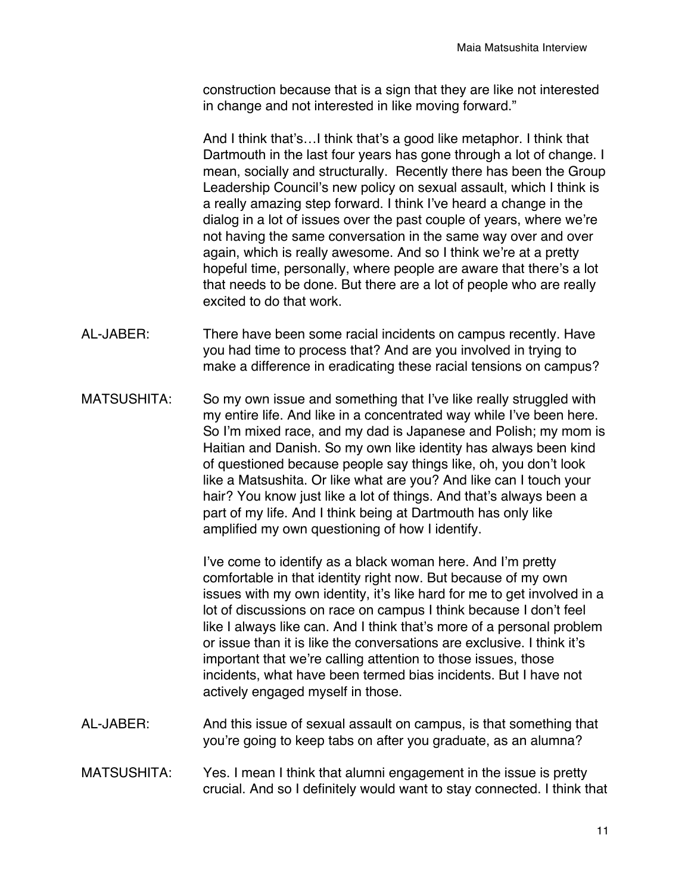construction because that is a sign that they are like not interested in change and not interested in like moving forward."

And I think that's…I think that's a good like metaphor. I think that Dartmouth in the last four years has gone through a lot of change. I mean, socially and structurally. Recently there has been the Group Leadership Council's new policy on sexual assault, which I think is a really amazing step forward. I think I've heard a change in the dialog in a lot of issues over the past couple of years, where we're not having the same conversation in the same way over and over again, which is really awesome. And so I think we're at a pretty hopeful time, personally, where people are aware that there's a lot that needs to be done. But there are a lot of people who are really excited to do that work.

AL-JABER: There have been some racial incidents on campus recently. Have you had time to process that? And are you involved in trying to make a difference in eradicating these racial tensions on campus?

MATSUSHITA: So my own issue and something that I've like really struggled with my entire life. And like in a concentrated way while I've been here. So I'm mixed race, and my dad is Japanese and Polish; my mom is Haitian and Danish. So my own like identity has always been kind of questioned because people say things like, oh, you don't look like a Matsushita. Or like what are you? And like can I touch your hair? You know just like a lot of things. And that's always been a part of my life. And I think being at Dartmouth has only like amplified my own questioning of how I identify.

I've come to identify as a black woman here. And I'm pretty comfortable in that identity right now. But because of my own issues with my own identity, it's like hard for me to get involved in a lot of discussions on race on campus I think because I don't feel like I always like can. And I think that's more of a personal problem or issue than it is like the conversations are exclusive. I think it's important that we're calling attention to those issues, those incidents, what have been termed bias incidents. But I have not actively engaged myself in those.

AL-JABER: And this issue of sexual assault on campus, is that something that you're going to keep tabs on after you graduate, as an alumna?

MATSUSHITA: Yes. I mean I think that alumni engagement in the issue is pretty crucial. And so I definitely would want to stay connected. I think that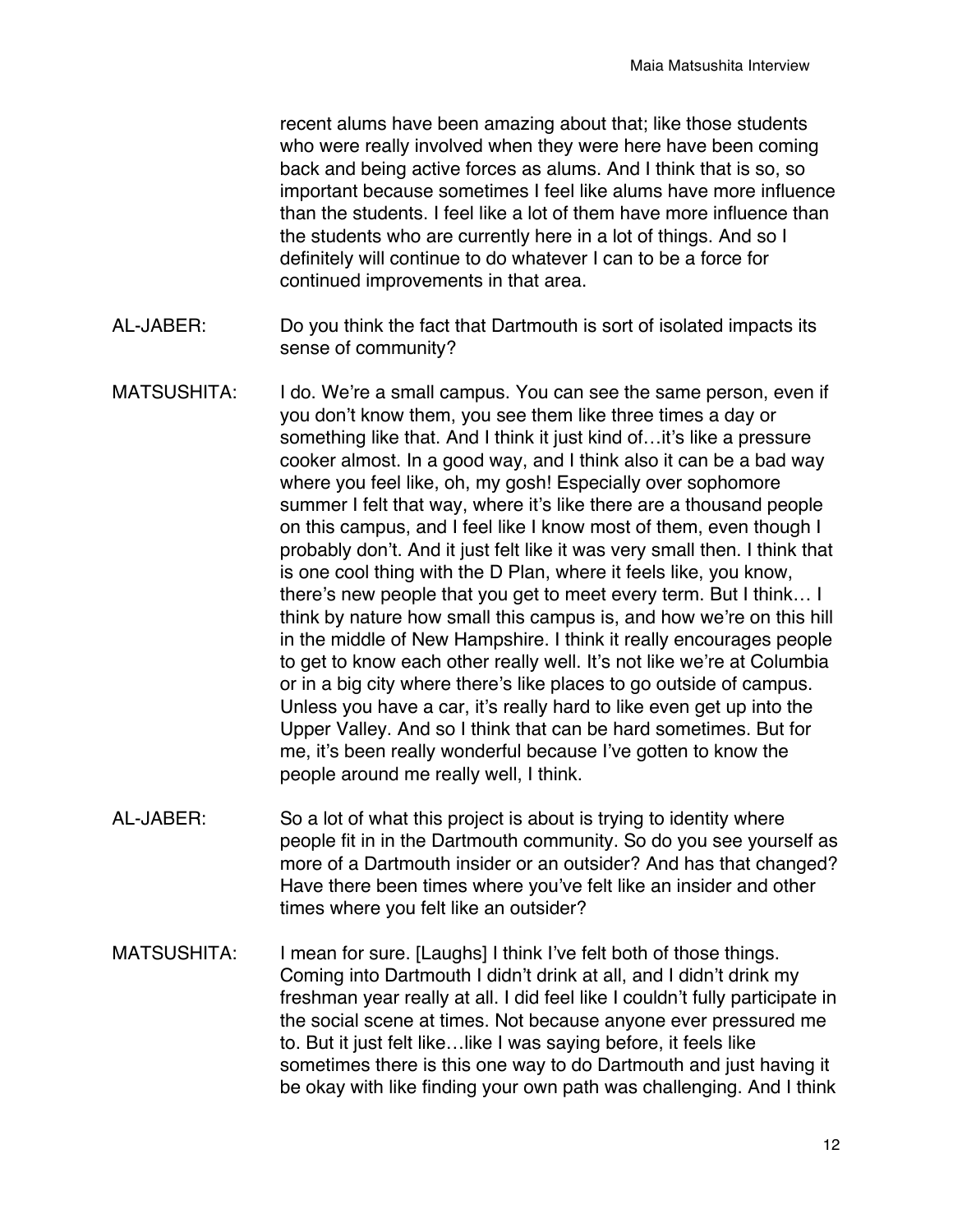recent alums have been amazing about that; like those students who were really involved when they were here have been coming back and being active forces as alums. And I think that is so, so important because sometimes I feel like alums have more influence than the students. I feel like a lot of them have more influence than the students who are currently here in a lot of things. And so I definitely will continue to do whatever I can to be a force for continued improvements in that area.

AL-JABER: Do you think the fact that Dartmouth is sort of isolated impacts its sense of community?

MATSUSHITA: I do. We're a small campus. You can see the same person, even if you don't know them, you see them like three times a day or something like that. And I think it just kind of…it's like a pressure cooker almost. In a good way, and I think also it can be a bad way where you feel like, oh, my gosh! Especially over sophomore summer I felt that way, where it's like there are a thousand people on this campus, and I feel like I know most of them, even though I probably don't. And it just felt like it was very small then. I think that is one cool thing with the D Plan, where it feels like, you know, there's new people that you get to meet every term. But I think… I think by nature how small this campus is, and how we're on this hill in the middle of New Hampshire. I think it really encourages people to get to know each other really well. It's not like we're at Columbia or in a big city where there's like places to go outside of campus. Unless you have a car, it's really hard to like even get up into the Upper Valley. And so I think that can be hard sometimes. But for me, it's been really wonderful because I've gotten to know the people around me really well, I think.

AL-JABER: So a lot of what this project is about is trying to identity where people fit in in the Dartmouth community. So do you see yourself as more of a Dartmouth insider or an outsider? And has that changed? Have there been times where you've felt like an insider and other times where you felt like an outsider?

MATSUSHITA: I mean for sure. [Laughs] I think I've felt both of those things. Coming into Dartmouth I didn't drink at all, and I didn't drink my freshman year really at all. I did feel like I couldn't fully participate in the social scene at times. Not because anyone ever pressured me to. But it just felt like…like I was saying before, it feels like sometimes there is this one way to do Dartmouth and just having it be okay with like finding your own path was challenging. And I think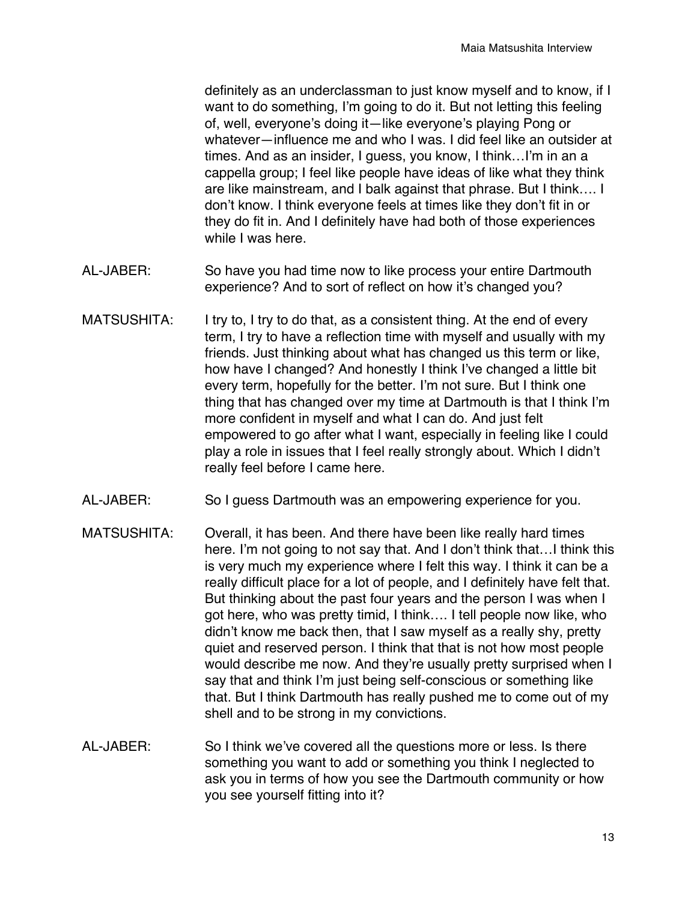definitely as an underclassman to just know myself and to know, if I want to do something, I'm going to do it. But not letting this feeling of, well, everyone's doing it—like everyone's playing Pong or whatever—influence me and who I was. I did feel like an outsider at times. And as an insider, I guess, you know, I think…I'm in an a cappella group; I feel like people have ideas of like what they think are like mainstream, and I balk against that phrase. But I think…. I don't know. I think everyone feels at times like they don't fit in or they do fit in. And I definitely have had both of those experiences while I was here.

AL-JABER: So have you had time now to like process your entire Dartmouth experience? And to sort of reflect on how it's changed you?

MATSUSHITA: I try to, I try to do that, as a consistent thing. At the end of every term, I try to have a reflection time with myself and usually with my friends. Just thinking about what has changed us this term or like, how have I changed? And honestly I think I've changed a little bit every term, hopefully for the better. I'm not sure. But I think one thing that has changed over my time at Dartmouth is that I think I'm more confident in myself and what I can do. And just felt empowered to go after what I want, especially in feeling like I could play a role in issues that I feel really strongly about. Which I didn't really feel before I came here.

AL-JABER: So I guess Dartmouth was an empowering experience for you.

MATSUSHITA: Overall, it has been. And there have been like really hard times here. I'm not going to not say that. And I don't think that…I think this is very much my experience where I felt this way. I think it can be a really difficult place for a lot of people, and I definitely have felt that. But thinking about the past four years and the person I was when I got here, who was pretty timid, I think…. I tell people now like, who didn't know me back then, that I saw myself as a really shy, pretty quiet and reserved person. I think that that is not how most people would describe me now. And they're usually pretty surprised when I say that and think I'm just being self-conscious or something like that. But I think Dartmouth has really pushed me to come out of my shell and to be strong in my convictions.

AL-JABER: So I think we've covered all the questions more or less. Is there something you want to add or something you think I neglected to ask you in terms of how you see the Dartmouth community or how you see yourself fitting into it?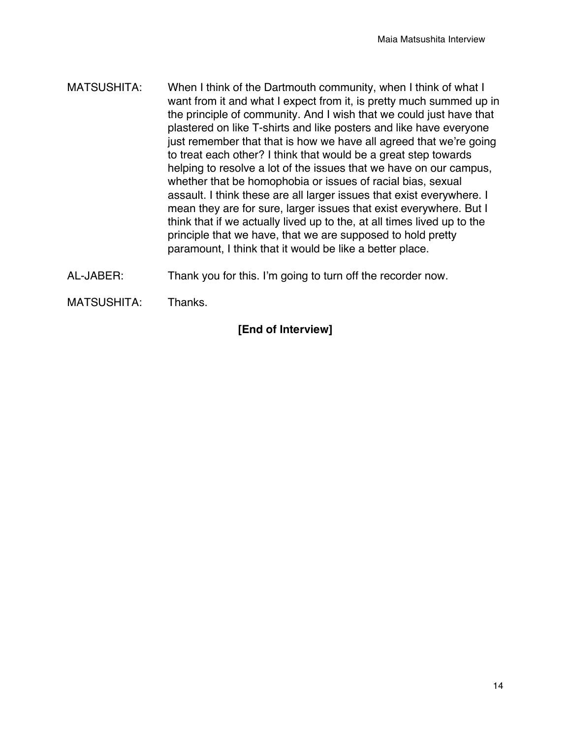MATSUSHITA: When I think of the Dartmouth community, when I think of what I want from it and what I expect from it, is pretty much summed up in the principle of community. And I wish that we could just have that plastered on like T-shirts and like posters and like have everyone just remember that that is how we have all agreed that we're going to treat each other? I think that would be a great step towards helping to resolve a lot of the issues that we have on our campus, whether that be homophobia or issues of racial bias, sexual assault. I think these are all larger issues that exist everywhere. I mean they are for sure, larger issues that exist everywhere. But I think that if we actually lived up to the, at all times lived up to the principle that we have, that we are supposed to hold pretty paramount, I think that it would be like a better place.

AL-JABER: Thank you for this. I'm going to turn off the recorder now.

MATSUSHITA: Thanks.

**[End of Interview]**